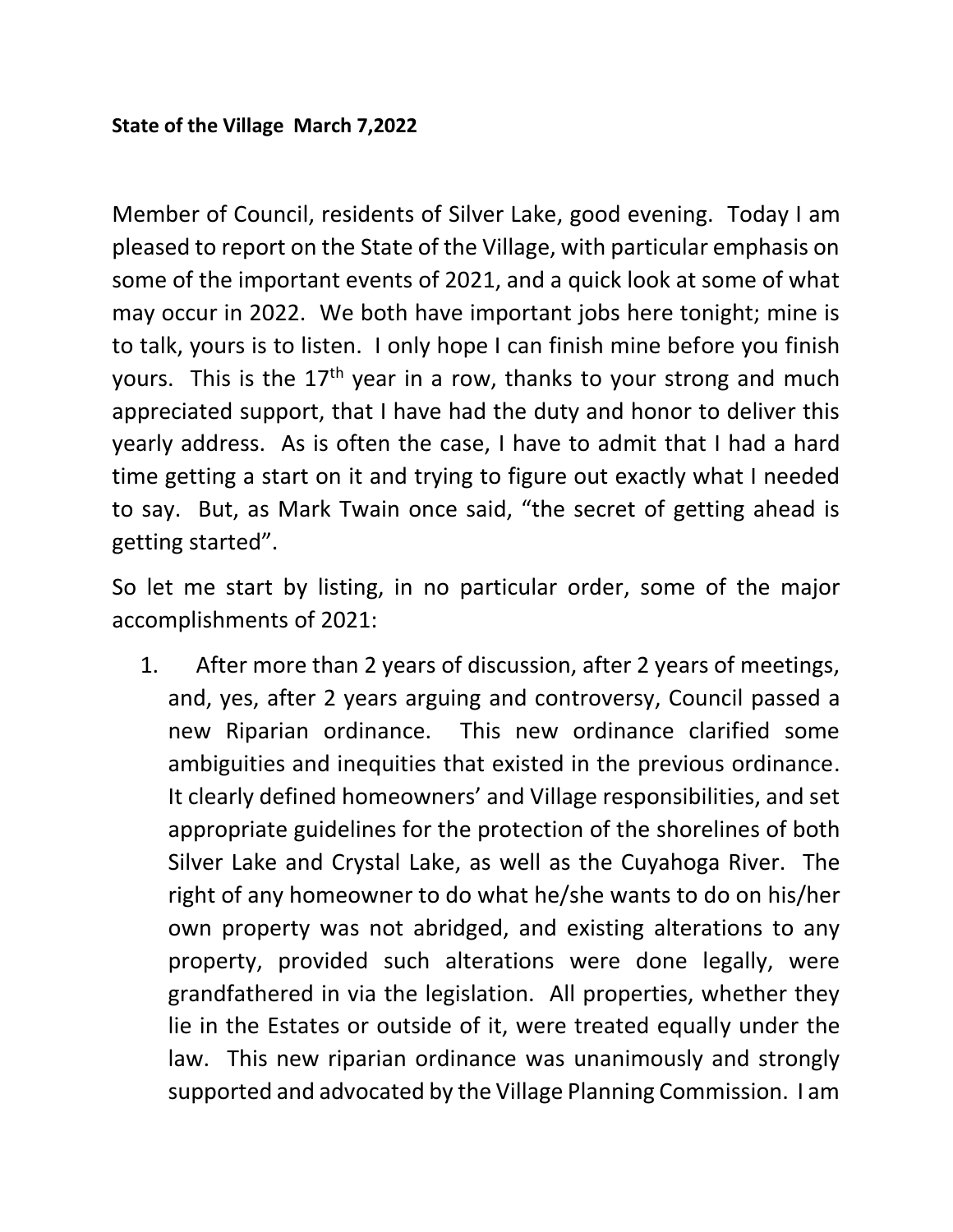**State of the Village March 7,2022**

Member of Council, residents of Silver Lake, good evening. Today I am pleased to report on the State of the Village, with particular emphasis on some of the important events of 2021, and a quick look at some of what may occur in 2022. We both have important jobs here tonight; mine is to talk, yours is to listen. I only hope I can finish mine before you finish yours. This is the 17th year in a row, thanks to your strong and much appreciated support, that I have had the duty and honor to deliver this yearly address. As is often the case, I have to admit that I had a hard time getting a start on it and trying to figure out exactly what I needed to say. But, as Mark Twain once said, "the secret of getting ahead is getting started".

So let me start by listing, in no particular order, some of the major accomplishments of 2021:

1. After more than 2 years of discussion, after 2 years of meetings, and, yes, after 2 years arguing and controversy, Council passed a new Riparian ordinance. This new ordinance clarified some ambiguities and inequities that existed in the previous ordinance. It clearly defined homeowners' and Village responsibilities, and set appropriate guidelines for the protection of the shorelines of both Silver Lake and Crystal Lake, as well as the Cuyahoga River. The right of any homeowner to do what he/she wants to do on his/her own property was not abridged, and existing alterations to any property, provided such alterations were done legally, were grandfathered in via the legislation. All properties, whether they lie in the Estates or outside of it, were treated equally under the law. This new riparian ordinance was unanimously and strongly supported and advocated by the Village Planning Commission. I am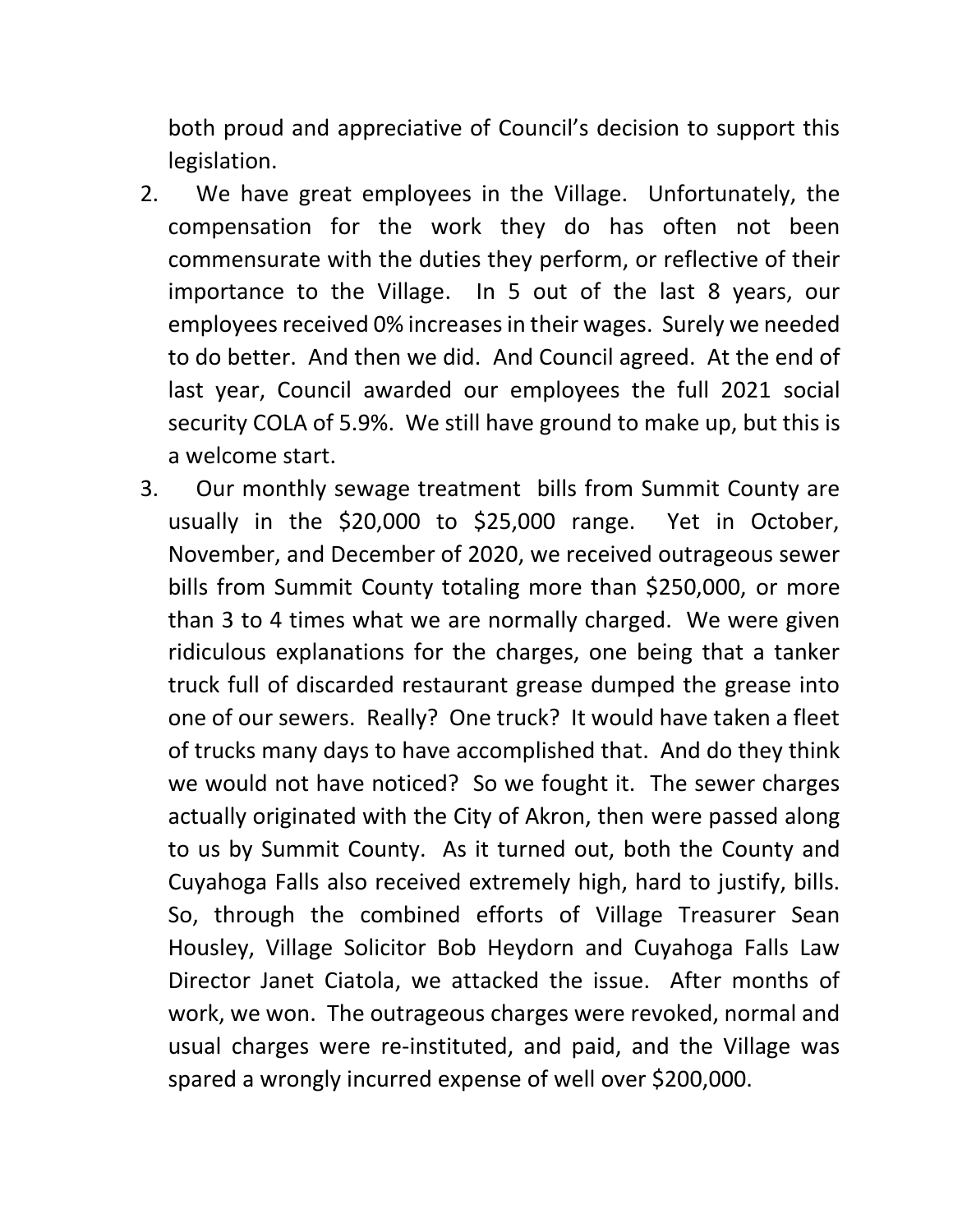both proud and appreciative of Council's decision to support this legislation.

2. We have great employees in the Village. Unfortunately, the compensation for the work they do has often not been commensurate with the duties they perform, or reflective of their importance to the Village. In 5 out of the last 8 years, our employees received 0% increases in their wages. Surely we needed to do better. And then we did. And Council agreed. At the end of last year, Council awarded our employees the full 2021 social security COLA of 5.9%. We still have ground to make up, but this is a welcome start.

3. Our monthly sewage treatment bills from Summit County are usually in the $20,000 to $25,000 range. Yet in October, November, and December of 2020, we received outrageous sewer bills from Summit County totaling more than $250,000, or more than 3 to 4 times what we are normally charged. We were given ridiculous explanations for the charges, one being that a tanker truck full of discarded restaurant grease dumped the grease into one of our sewers. Really? One truck? It would have taken a fleet of trucks many days to have accomplished that. And do they think we would not have noticed? So we fought it. The sewer charges actually originated with the City of Akron, then were passed along to us by Summit County. As it turned out, both the County and Cuyahoga Falls also received extremely high, hard to justify, bills. So, through the combined efforts of Village Treasurer Sean Housley, Village Solicitor Bob Heydorn and Cuyahoga Falls Law Director Janet Ciatola, we attacked the issue. After months of work, we won. The outrageous charges were revoked, normal and usual charges were re-instituted, and paid, and the Village was spared a wrongly incurred expense of well over $200,000.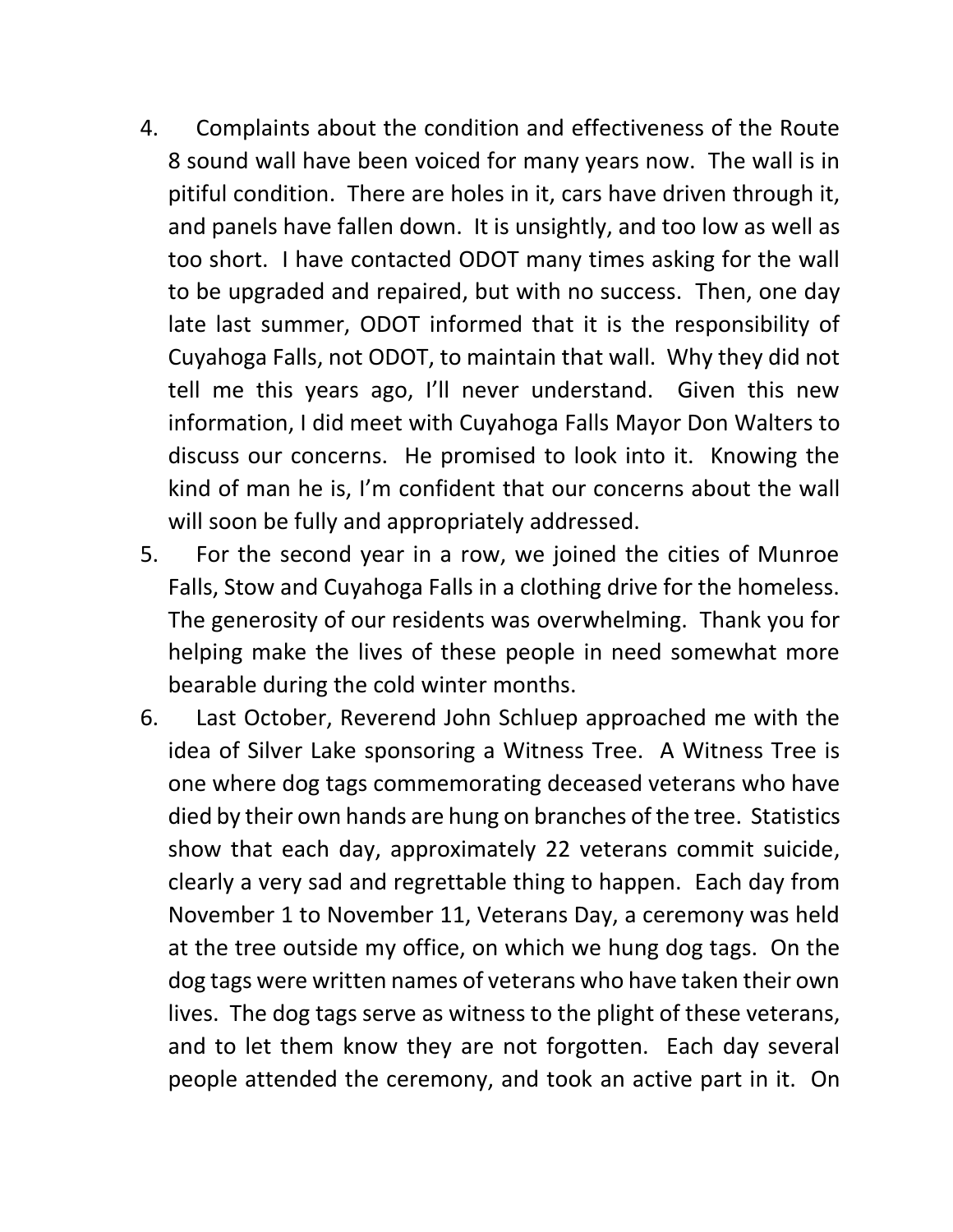4. Complaints about the condition and effectiveness of the Route 8 sound wall have been voiced for many years now. The wall is in pitiful condition. There are holes in it, cars have driven through it, and panels have fallen down. It is unsightly, and too low as well as too short. I have contacted ODOT many times asking for the wall to be upgraded and repaired, but with no success. Then, one day late last summer, ODOT informed that it is the responsibility of Cuyahoga Falls, not ODOT, to maintain that wall. Why they did not tell me this years ago, I'll never understand. Given this new information, I did meet with Cuyahoga Falls Mayor Don Walters to discuss our concerns. He promised to look into it. Knowing the kind of man he is, I'm confident that our concerns about the wall will soon be fully and appropriately addressed.
5. For the second year in a row, we joined the cities of Munroe Falls, Stow and Cuyahoga Falls in a clothing drive for the homeless. The generosity of our residents was overwhelming. Thank you for helping make the lives of these people in need somewhat more bearable during the cold winter months.
6. Last October, Reverend John Schluep approached me with the idea of Silver Lake sponsoring a Witness Tree. A Witness Tree is one where dog tags commemorating deceased veterans who have died by their own hands are hung on branches of the tree. Statistics show that each day, approximately 22 veterans commit suicide, clearly a very sad and regrettable thing to happen. Each day from November 1 to November 11, Veterans Day, a ceremony was held at the tree outside my office, on which we hung dog tags. On the dog tags were written names of veterans who have taken their own lives. The dog tags serve as witness to the plight of these veterans, and to let them know they are not forgotten. Each day several people attended the ceremony, and took an active part in it. On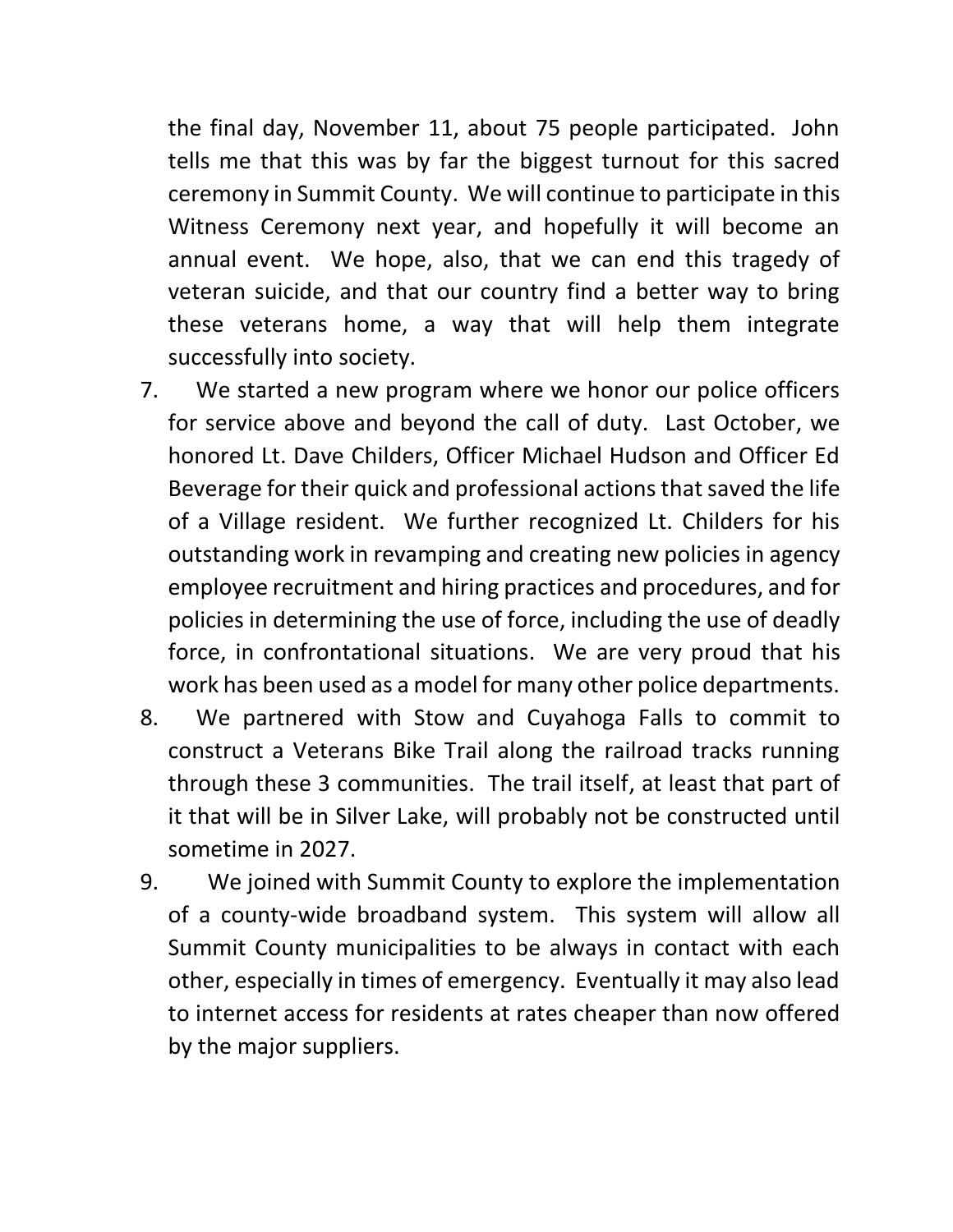the final day, November 11, about 75 people participated. John tells me that this was by far the biggest turnout for this sacred ceremony in Summit County. We will continue to participate in this Witness Ceremony next year, and hopefully it will become an annual event. We hope, also, that we can end this tragedy of veteran suicide, and that our country find a better way to bring these veterans home, a way that will help them integrate successfully into society.

7. We started a new program where we honor our police officers for service above and beyond the call of duty. Last October, we honored Lt. Dave Childers, Officer Michael Hudson and Officer Ed Beverage for their quick and professional actions that saved the life of a Village resident. We further recognized Lt. Childers for his outstanding work in revamping and creating new policies in agency employee recruitment and hiring practices and procedures, and for policies in determining the use of force, including the use of deadly force, in confrontational situations. We are very proud that his work has been used as a model for many other police departments.
8. We partnered with Stow and Cuyahoga Falls to commit to construct a Veterans Bike Trail along the railroad tracks running through these 3 communities. The trail itself, at least that part of it that will be in Silver Lake, will probably not be constructed until sometime in 2027.
9. We joined with Summit County to explore the implementation of a county-wide broadband system. This system will allow all Summit County municipalities to be always in contact with each other, especially in times of emergency. Eventually it may also lead to internet access for residents at rates cheaper than now offered by the major suppliers.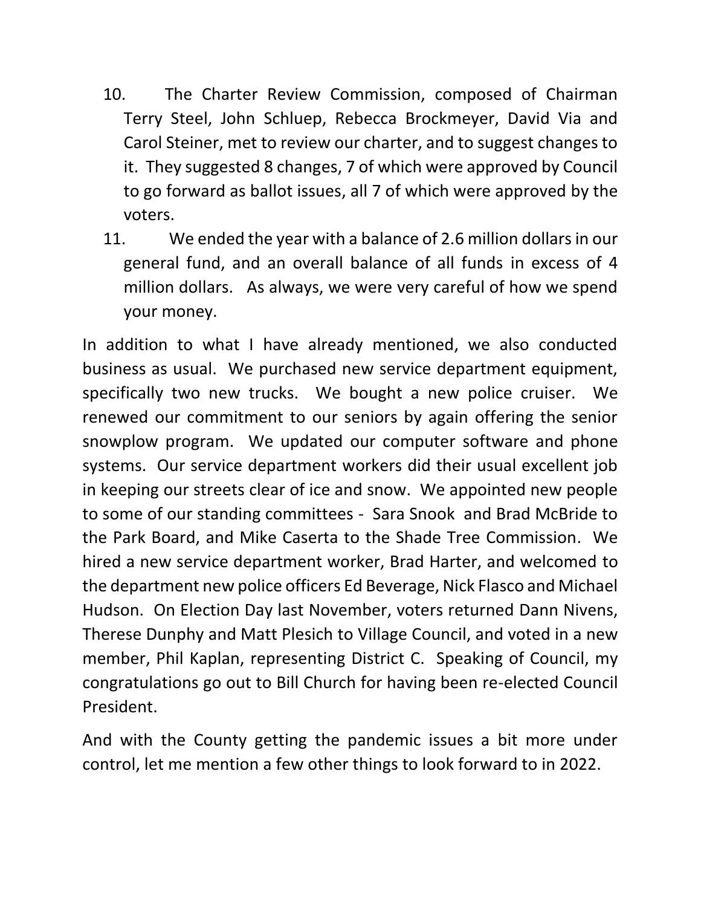10. The Charter Review Commission, composed of Chairman Terry Steel, John Schluep, Rebecca Brockmeyer, David Via and Carol Steiner, met to review our charter, and to suggest changes to it. They suggested 8 changes, 7 of which were approved by Council to go forward as ballot issues, all 7 of which were approved by the voters.
11. We ended the year with a balance of 2.6 million dollars in our general fund, and an overall balance of all funds in excess of 4 million dollars. As always, we were very careful of how we spend your money.

In addition to what I have already mentioned, we also conducted business as usual. We purchased new service department equipment, specifically two new trucks. We bought a new police cruiser. We renewed our commitment to our seniors by again offering the senior snowplow program. We updated our computer software and phone systems. Our service department workers did their usual excellent job in keeping our streets clear of ice and snow. We appointed new people to some of our standing committees - Sara Snook and Brad McBride to the Park Board, and Mike Caserta to the Shade Tree Commission. We hired a new service department worker, Brad Harter, and welcomed to the department new police officers Ed Beverage, Nick Flasco and Michael Hudson. On Election Day last November, voters returned Dann Nivens, Therese Dunphy and Matt Plesich to Village Council, and voted in a new member, Phil Kaplan, representing District C. Speaking of Council, my congratulations go out to Bill Church for having been re-elected Council President.

And with the County getting the pandemic issues a bit more under control, let me mention a few other things to look forward to in 2022.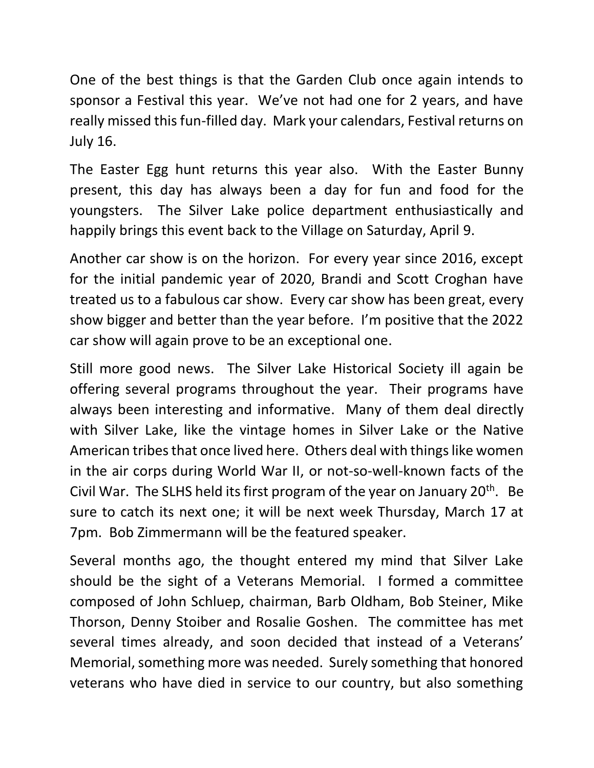One of the best things is that the Garden Club once again intends to sponsor a Festival this year. We've not had one for 2 years, and have really missed this fun-filled day. Mark your calendars, Festival returns on July 16.

The Easter Egg hunt returns this year also. With the Easter Bunny present, this day has always been a day for fun and food for the youngsters. The Silver Lake police department enthusiastically and happily brings this event back to the Village on Saturday, April 9.

Another car show is on the horizon. For every year since 2016, except for the initial pandemic year of 2020, Brandi and Scott Croghan have treated us to a fabulous car show. Every car show has been great, every show bigger and better than the year before. I'm positive that the 2022 car show will again prove to be an exceptional one.

Still more good news. The Silver Lake Historical Society ill again be offering several programs throughout the year. Their programs have always been interesting and informative. Many of them deal directly with Silver Lake, like the vintage homes in Silver Lake or the Native American tribes that once lived here. Others deal with things like women in the air corps during World War II, or not-so-well-known facts of the Civil War. The SLHS held its first program of the year on January 20th. Be sure to catch its next one; it will be next week Thursday, March 17 at 7pm. Bob Zimmermann will be the featured speaker.

Several months ago, the thought entered my mind that Silver Lake should be the sight of a Veterans Memorial. I formed a committee composed of John Schluep, chairman, Barb Oldham, Bob Steiner, Mike Thorson, Denny Stoiber and Rosalie Goshen. The committee has met several times already, and soon decided that instead of a Veterans' Memorial, something more was needed. Surely something that honored veterans who have died in service to our country, but also something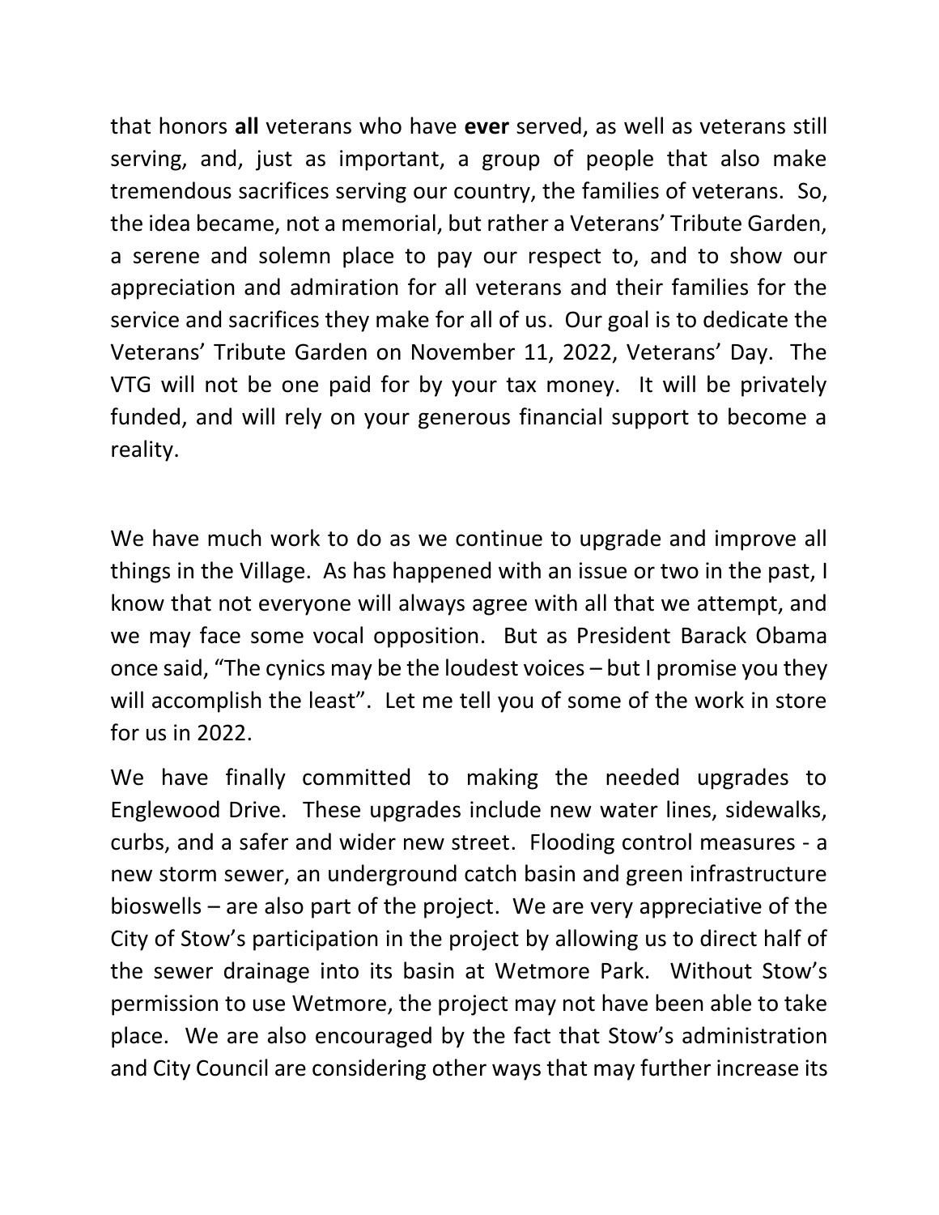that honors **all** veterans who have **ever** served, as well as veterans still serving, and, just as important, a group of people that also make tremendous sacrifices serving our country, the families of veterans. So, the idea became, not a memorial, but rather a Veterans' Tribute Garden, a serene and solemn place to pay our respect to, and to show our appreciation and admiration for all veterans and their families for the service and sacrifices they make for all of us. Our goal is to dedicate the Veterans' Tribute Garden on November 11, 2022, Veterans' Day. The VTG will not be one paid for by your tax money. It will be privately funded, and will rely on your generous financial support to become a reality.

We have much work to do as we continue to upgrade and improve all things in the Village. As has happened with an issue or two in the past, I know that not everyone will always agree with all that we attempt, and we may face some vocal opposition. But as President Barack Obama once said, "The cynics may be the loudest voices – but I promise you they will accomplish the least". Let me tell you of some of the work in store for us in 2022.

We have finally committed to making the needed upgrades to Englewood Drive. These upgrades include new water lines, sidewalks, curbs, and a safer and wider new street. Flooding control measures - a new storm sewer, an underground catch basin and green infrastructure bioswells – are also part of the project. We are very appreciative of the City of Stow's participation in the project by allowing us to direct half of the sewer drainage into its basin at Wetmore Park. Without Stow's permission to use Wetmore, the project may not have been able to take place. We are also encouraged by the fact that Stow's administration and City Council are considering other ways that may further increase its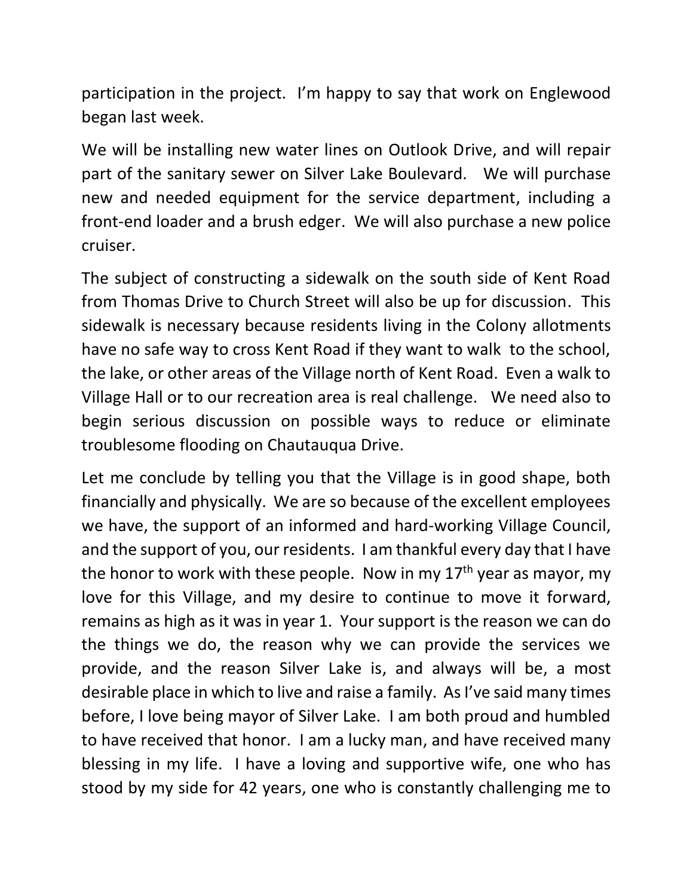participation in the project. I'm happy to say that work on Englewood began last week.

We will be installing new water lines on Outlook Drive, and will repair part of the sanitary sewer on Silver Lake Boulevard. We will purchase new and needed equipment for the service department, including a front-end loader and a brush edger. We will also purchase a new police cruiser.

The subject of constructing a sidewalk on the south side of Kent Road from Thomas Drive to Church Street will also be up for discussion. This sidewalk is necessary because residents living in the Colony allotments have no safe way to cross Kent Road if they want to walk to the school, the lake, or other areas of the Village north of Kent Road. Even a walk to Village Hall or to our recreation area is real challenge. We need also to begin serious discussion on possible ways to reduce or eliminate troublesome flooding on Chautauqua Drive.

Let me conclude by telling you that the Village is in good shape, both financially and physically. We are so because of the excellent employees we have, the support of an informed and hard-working Village Council, and the support of you, our residents. I am thankful every day that I have the honor to work with these people. Now in my 17th year as mayor, my love for this Village, and my desire to continue to move it forward, remains as high as it was in year 1. Your support is the reason we can do the things we do, the reason why we can provide the services we provide, and the reason Silver Lake is, and always will be, a most desirable place in which to live and raise a family. As I've said many times before, I love being mayor of Silver Lake. I am both proud and humbled to have received that honor. I am a lucky man, and have received many blessing in my life. I have a loving and supportive wife, one who has stood by my side for 42 years, one who is constantly challenging me to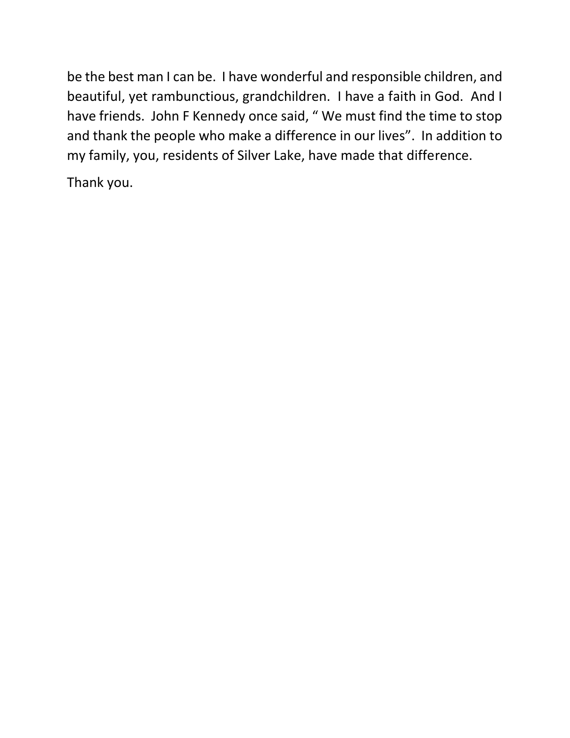be the best man I can be.  I have wonderful and responsible children, and beautiful, yet rambunctious, grandchildren.  I have a faith in God.  And I have friends.  John F Kennedy once said, " We must find the time to stop and thank the people who make a difference in our lives".  In addition to my family, you, residents of Silver Lake, have made that difference.

Thank you.